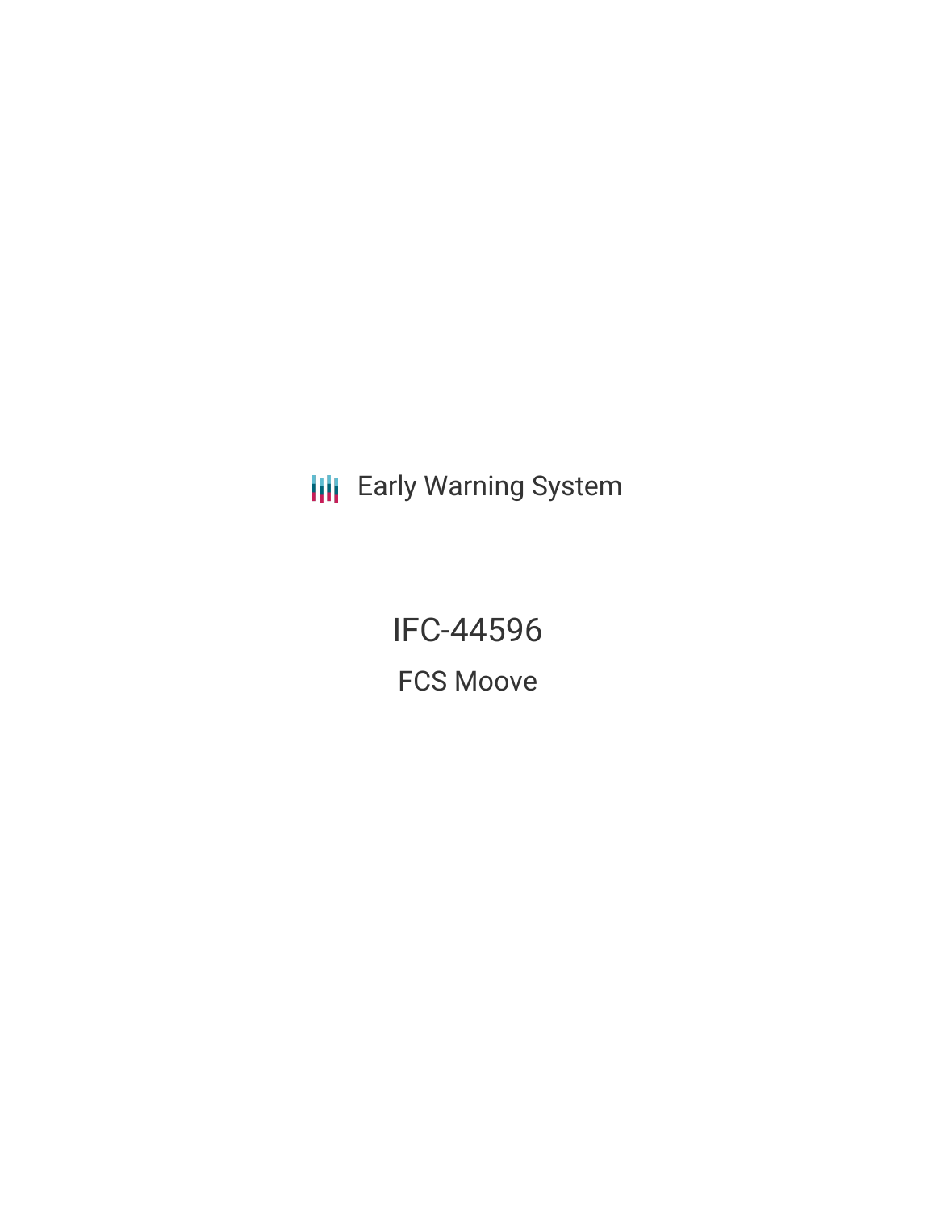Early Warning System

# IFC-44596

## FCS Moove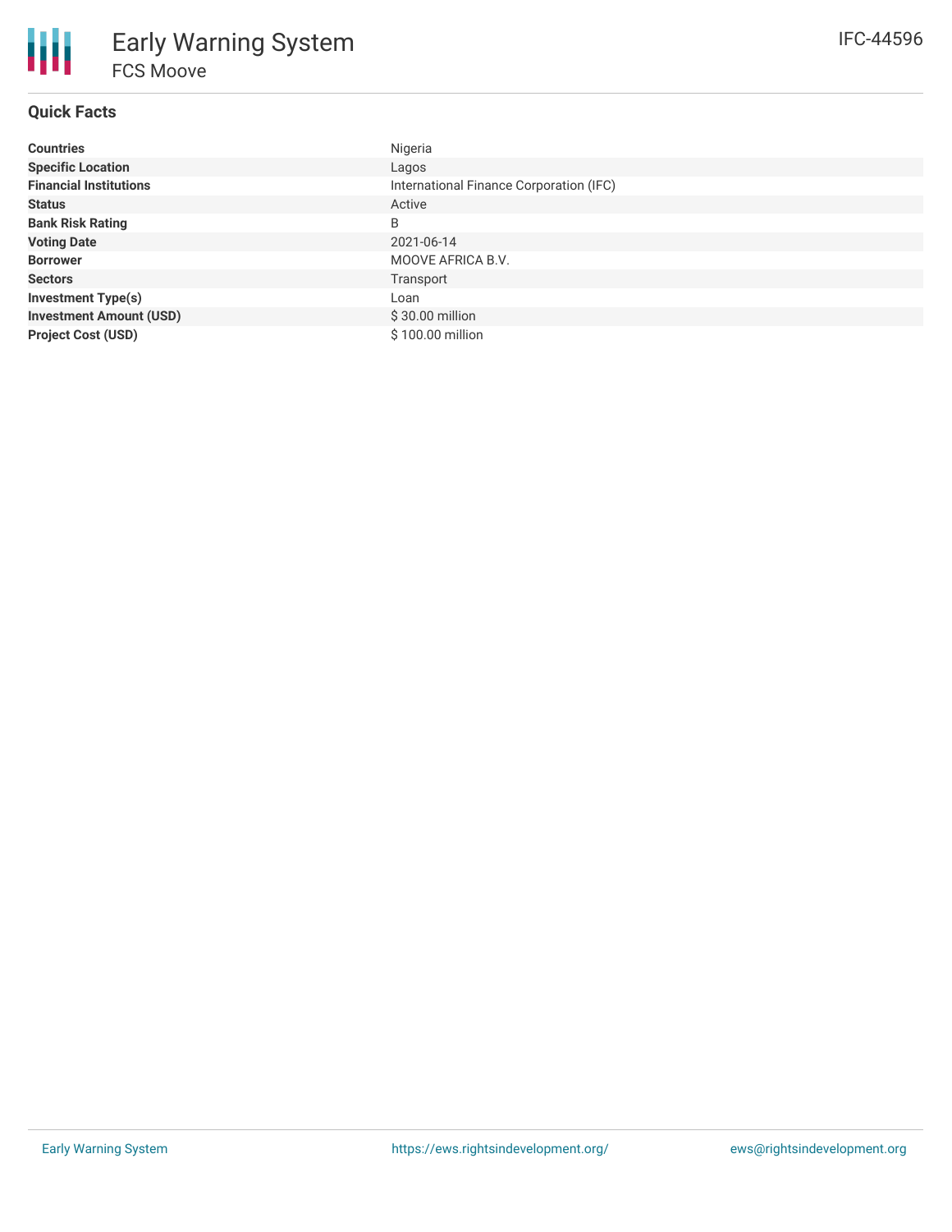# Early Warning System

## FCS Moove

IFC-44596

### Quick Facts

| | |
|---|---|
| **Countries** | Nigeria |
| **Specific Location** | Lagos |
| **Financial Institutions** | International Finance Corporation (IFC) |
| **Status** | Active |
| **Bank Risk Rating** | B |
| **Voting Date** | 2021-06-14 |
| **Borrower** | MOOVE AFRICA B.V. |
| **Sectors** | Transport |
| **Investment Type(s)** | Loan |
| **Investment Amount (USD)** | $ 30.00 million |
| **Project Cost (USD)** | $ 100.00 million |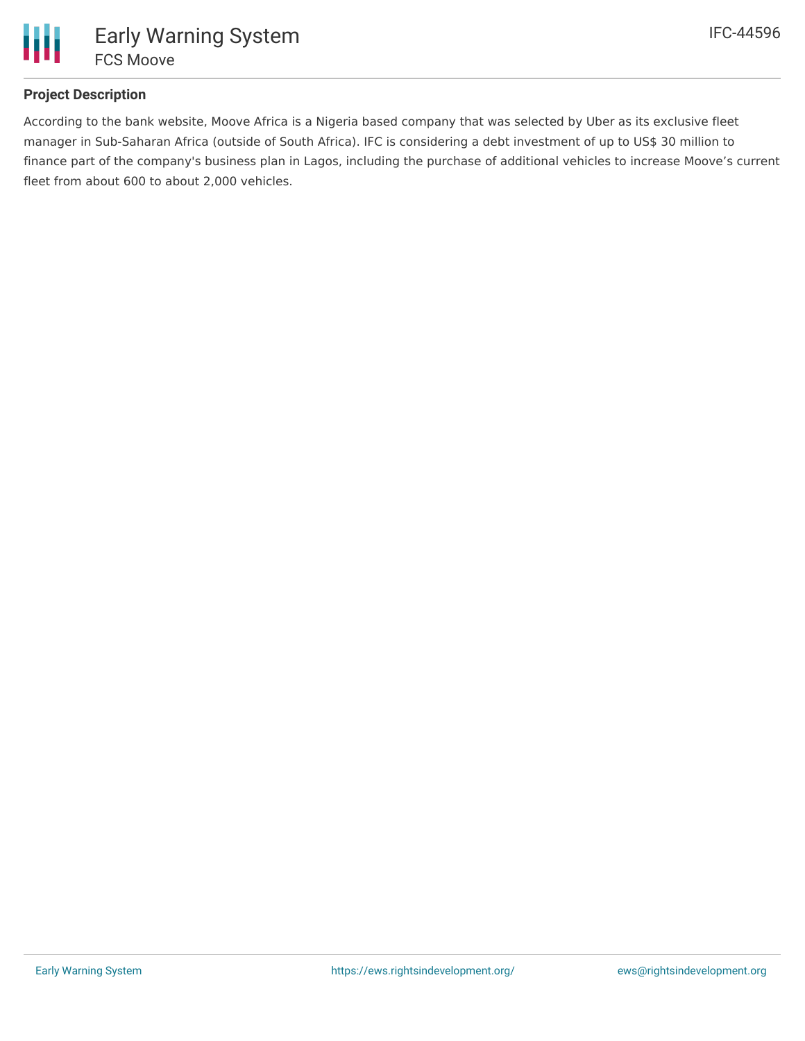## Project Description

According to the bank website, Moove Africa is a Nigeria based company that was selected by Uber as its exclusive fleet manager in Sub-Saharan Africa (outside of South Africa). IFC is considering a debt investment of up to US$ 30 million to finance part of the company's business plan in Lagos, including the purchase of additional vehicles to increase Moove's current fleet from about 600 to about 2,000 vehicles.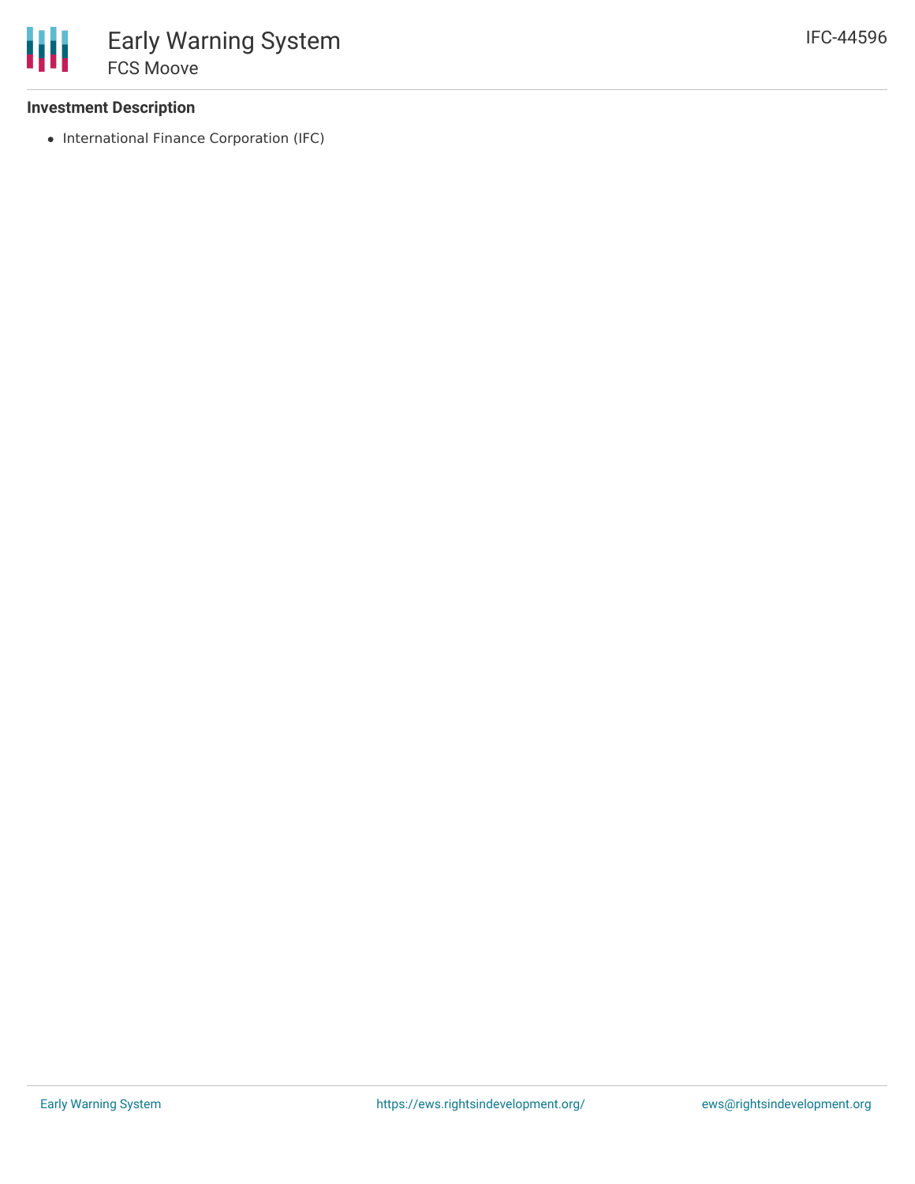### Investment Description

- International Finance Corporation (IFC)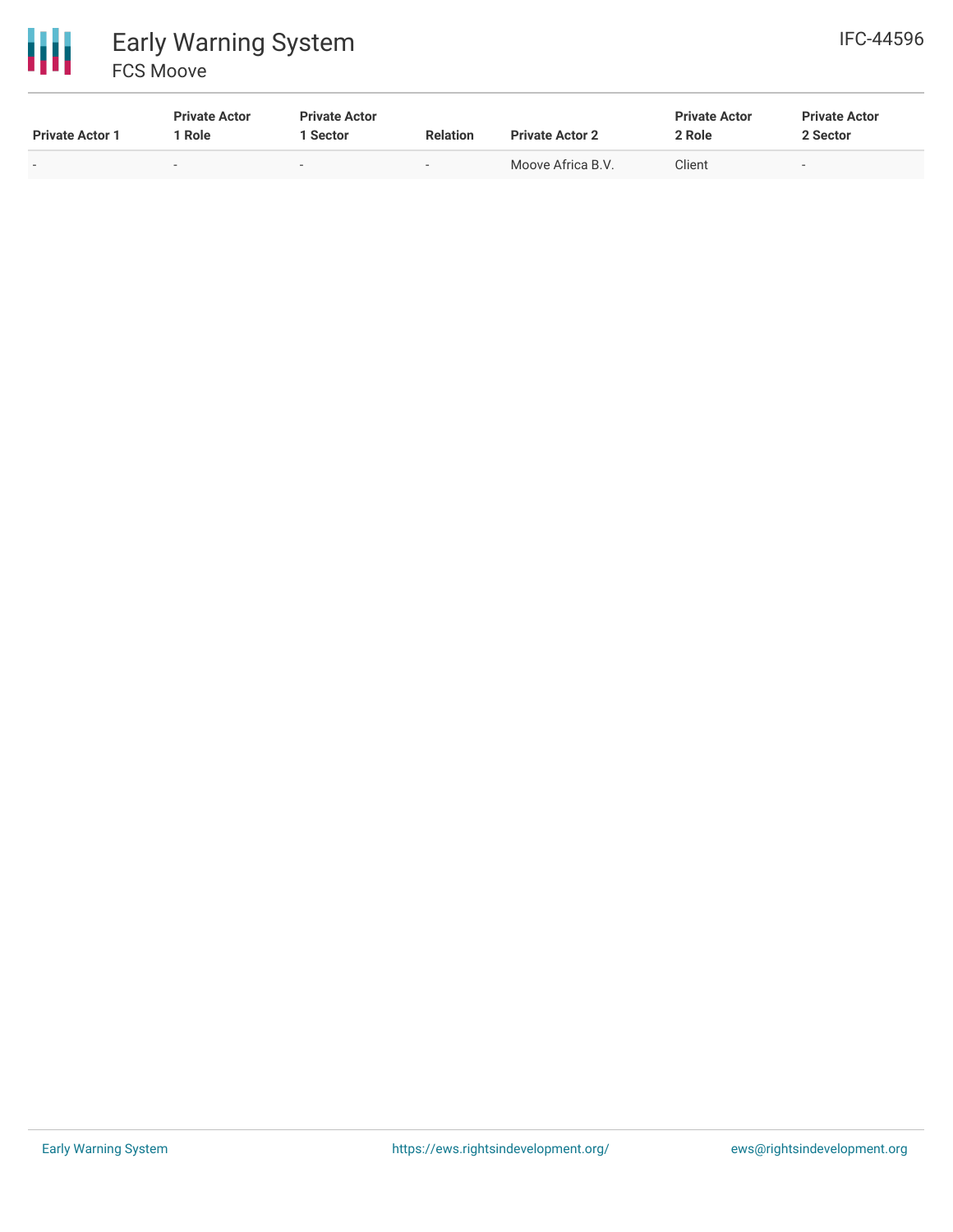| Private Actor 1 | Private Actor 1 Role | Private Actor 1 Sector | Relation | Private Actor 2 | Private Actor 2 Role | Private Actor 2 Sector |
| --- | --- | --- | --- | --- | --- | --- |
| - | - | - | - | Moove Africa B.V. | Client | - |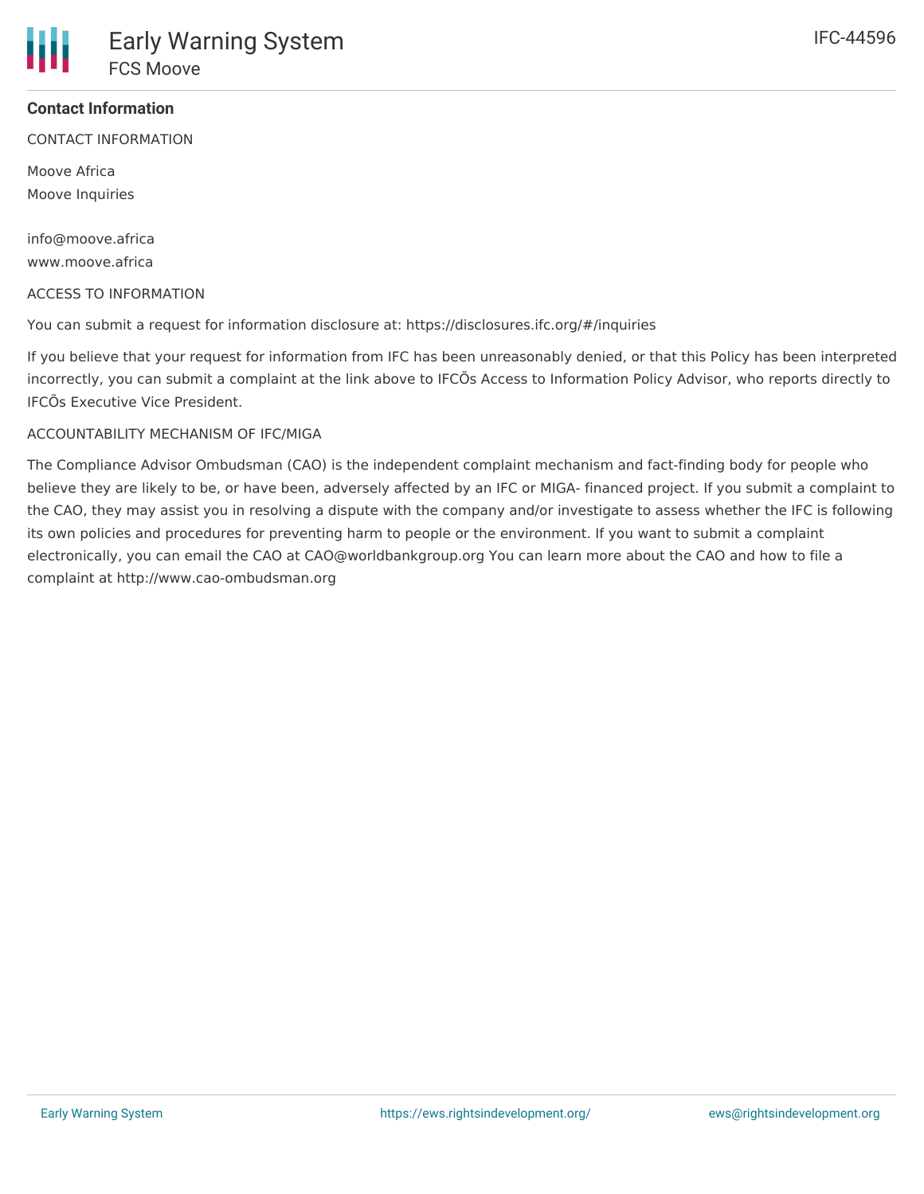## Contact Information

CONTACT INFORMATION

Moove Africa
Moove Inquiries

info@moove.africa
www.moove.africa

ACCESS TO INFORMATION

You can submit a request for information disclosure at: https://disclosures.ifc.org/#/inquiries

If you believe that your request for information from IFC has been unreasonably denied, or that this Policy has been interpreted incorrectly, you can submit a complaint at the link above to IFCÕs Access to Information Policy Advisor, who reports directly to IFCÕs Executive Vice President.

ACCOUNTABILITY MECHANISM OF IFC/MIGA

The Compliance Advisor Ombudsman (CAO) is the independent complaint mechanism and fact-finding body for people who believe they are likely to be, or have been, adversely affected by an IFC or MIGA- financed project. If you submit a complaint to the CAO, they may assist you in resolving a dispute with the company and/or investigate to assess whether the IFC is following its own policies and procedures for preventing harm to people or the environment. If you want to submit a complaint electronically, you can email the CAO at CAO@worldbankgroup.org You can learn more about the CAO and how to file a complaint at http://www.cao-ombudsman.org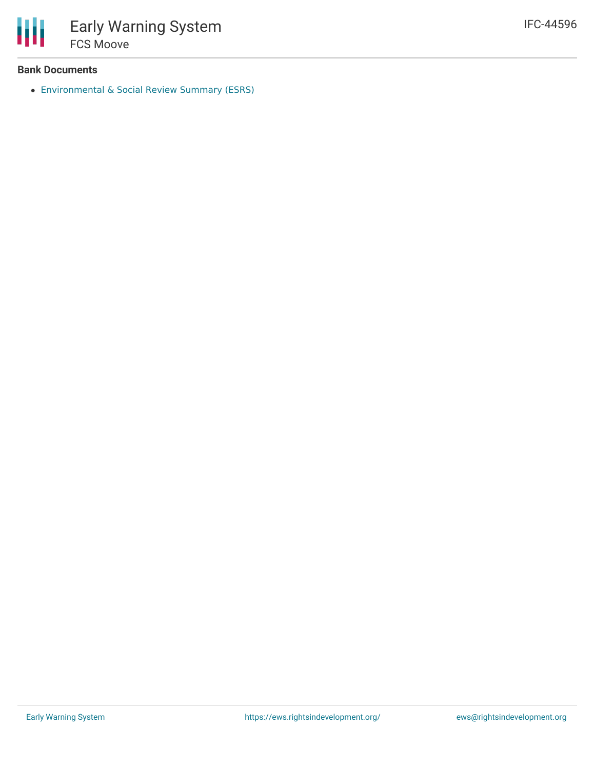**Bank Documents**

- Environmental & Social Review Summary (ESRS)